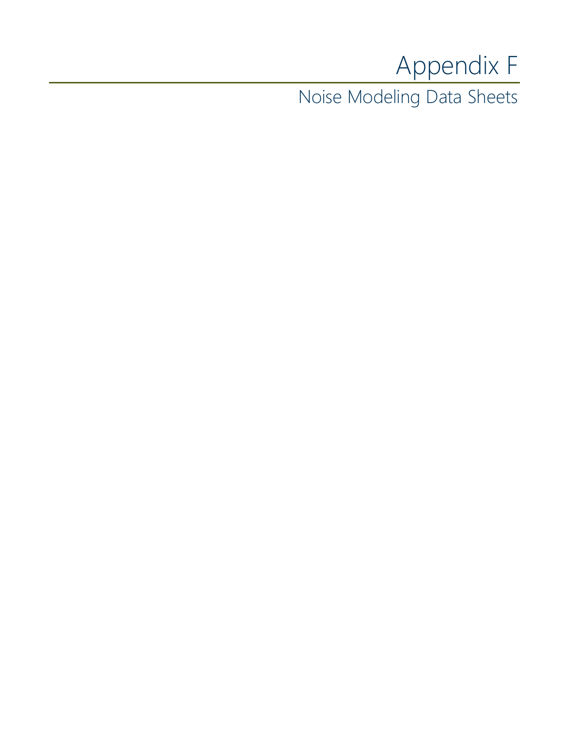# Appendix F

## Noise Modeling Data Sheets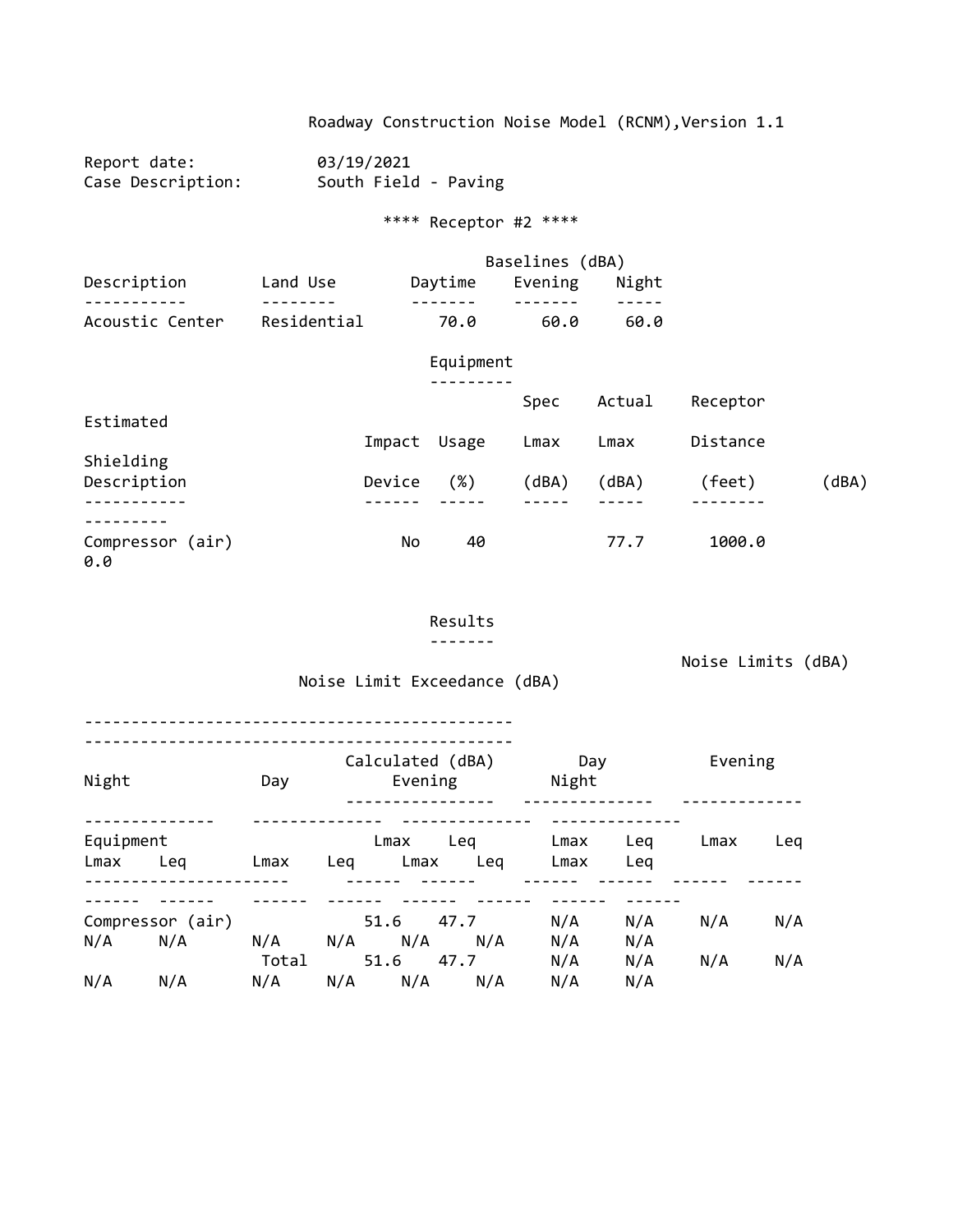Roadway Construction Noise Model (RCNM),Version 1.1

Report date: 03/19/2021
Case Description: South Field - Paving

**** Receptor #2 ****

| Description | Land Use | Baselines (dBA) Daytime | Evening | Night |
|---|---|---|---|---|
| Acoustic Center | Residential | 70.0 | 60.0 | 60.0 |

Equipment

| Description | Impact Device | Usage (%) | Spec Lmax (dBA) | Actual Lmax (dBA) | Receptor Distance (feet) | Estimated Shielding (dBA) |
|---|---|---|---|---|---|---|
| Compressor (air) | No | 40 | | 77.7 | 1000.0 | 0.0 |

Results

| | Calculated (dBA) | | Noise Limits (dBA) | | | | | | Noise Limit Exceedance (dBA) | | | | | |
|---|---|---|---|---|---|---|---|---|---|---|---|---|---|---|
| | | | Day | | Evening | | Night | | Day | | Evening | | Night | |
| Equipment | Lmax | Leq | Lmax | Leq | Lmax | Leq | Lmax | Leq | Lmax | Leq | Lmax | Leq | Lmax | Leq |
| Compressor (air) | 51.6 | 47.7 | N/A | N/A | N/A | N/A | N/A | N/A | N/A | N/A | N/A | N/A | N/A | N/A |
| Total | 51.6 | 47.7 | N/A | N/A | N/A | N/A | N/A | N/A | N/A | N/A | N/A | N/A | N/A | N/A |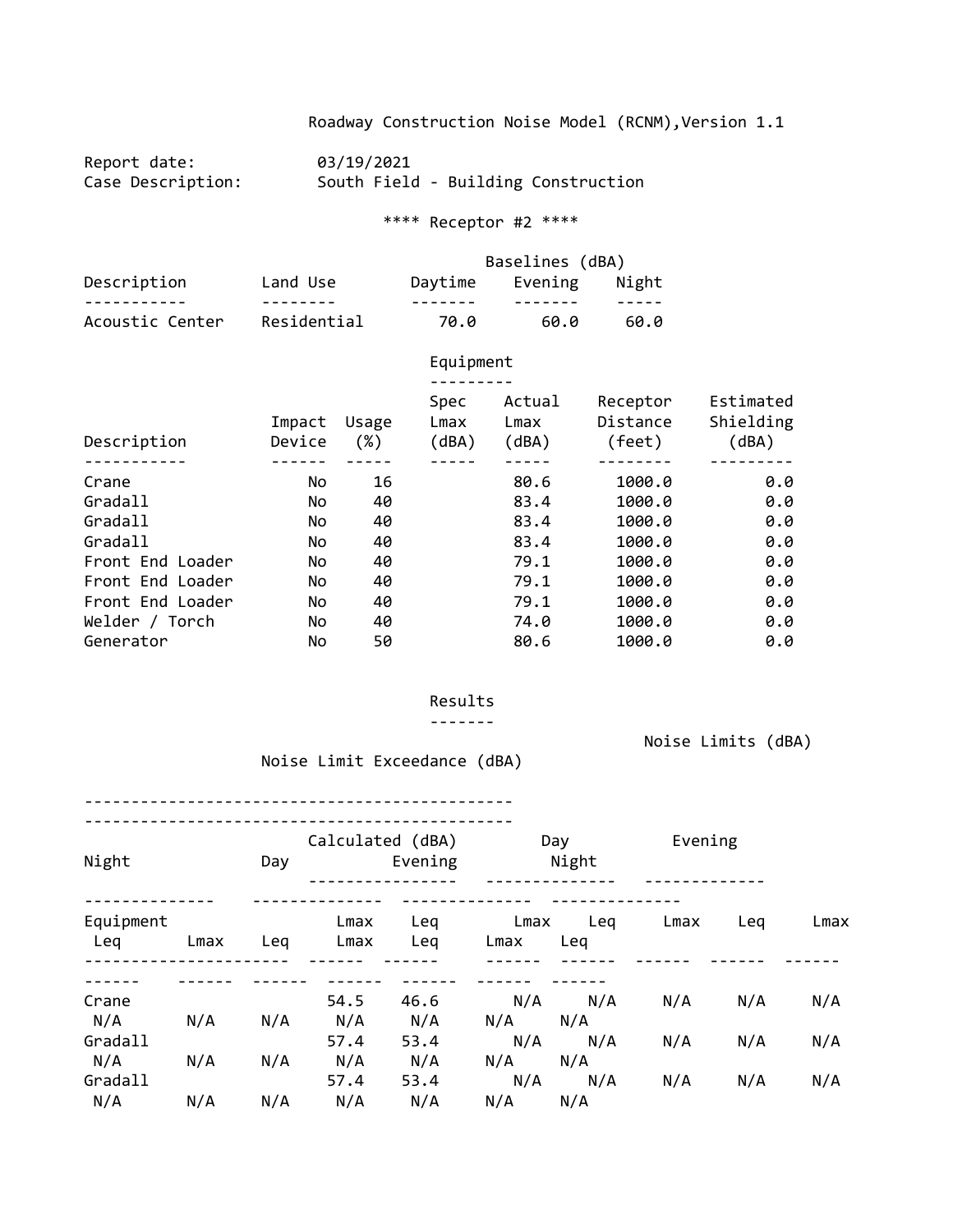Roadway Construction Noise Model (RCNM),Version 1.1

Report date: 03/19/2021
Case Description: South Field - Building Construction

**** Receptor #2 ****

| Description | Land Use | Baselines (dBA) Daytime | Evening | Night |
|---|---|---|---|---|
| Acoustic Center | Residential | 70.0 | 60.0 | 60.0 |

Equipment

| Description | Impact Device | Usage (%) | Spec Lmax (dBA) | Actual Lmax (dBA) | Receptor Distance (feet) | Estimated Shielding (dBA) |
|---|---|---|---|---|---|---|
| Crane | No | 16 | | 80.6 | 1000.0 | 0.0 |
| Gradall | No | 40 | | 83.4 | 1000.0 | 0.0 |
| Gradall | No | 40 | | 83.4 | 1000.0 | 0.0 |
| Gradall | No | 40 | | 83.4 | 1000.0 | 0.0 |
| Front End Loader | No | 40 | | 79.1 | 1000.0 | 0.0 |
| Front End Loader | No | 40 | | 79.1 | 1000.0 | 0.0 |
| Front End Loader | No | 40 | | 79.1 | 1000.0 | 0.0 |
| Welder / Torch | No | 40 | | 74.0 | 1000.0 | 0.0 |
| Generator | No | 50 | | 80.6 | 1000.0 | 0.0 |

Results

| | Calculated (dBA) | | Noise Limits (dBA) Day | | Evening | | Night | | Noise Limit Exceedance (dBA) Day | | Evening | | Night | |
|---|---|---|---|---|---|---|---|---|---|---|---|---|---|---|
| Equipment | Lmax | Leq | Lmax | Leq | Lmax | Leq | Lmax | Leq | Lmax | Leq | Lmax | Leq | Lmax | Leq |
| Crane | 54.5 | 46.6 | N/A | N/A | N/A | N/A | N/A | N/A | N/A | N/A | N/A | N/A | N/A | N/A |
| Gradall | 57.4 | 53.4 | N/A | N/A | N/A | N/A | N/A | N/A | N/A | N/A | N/A | N/A | N/A | N/A |
| Gradall | 57.4 | 53.4 | N/A | N/A | N/A | N/A | N/A | N/A | N/A | N/A | N/A | N/A | N/A | N/A |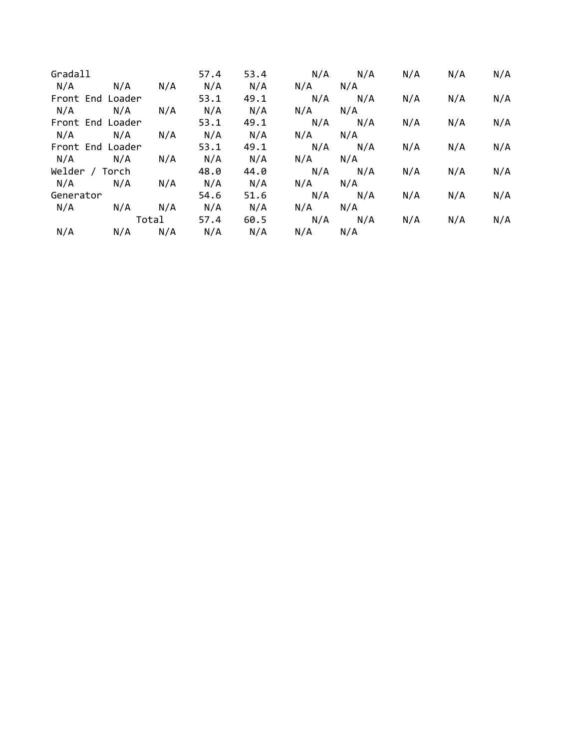| | | | | | | | | | | | | | |
|---|---|---|---|---|---|---|---|---|---|---|---|---|---|
| Gradall | 57.4 | 53.4 | N/A | N/A | N/A | N/A | N/A | N/A | N/A | N/A | N/A | N/A | N/A |
| Front End Loader | 53.1 | 49.1 | N/A | N/A | N/A | N/A | N/A | N/A | N/A | N/A | N/A | N/A | N/A |
| Front End Loader | 53.1 | 49.1 | N/A | N/A | N/A | N/A | N/A | N/A | N/A | N/A | N/A | N/A | N/A |
| Front End Loader | 53.1 | 49.1 | N/A | N/A | N/A | N/A | N/A | N/A | N/A | N/A | N/A | N/A | N/A |
| Welder / Torch | 48.0 | 44.0 | N/A | N/A | N/A | N/A | N/A | N/A | N/A | N/A | N/A | N/A | N/A |
| Generator | 54.6 | 51.6 | N/A | N/A | N/A | N/A | N/A | N/A | N/A | N/A | N/A | N/A | N/A |
| Total | 57.4 | 60.5 | N/A | N/A | N/A | N/A | N/A | N/A | N/A | N/A | N/A | N/A | N/A |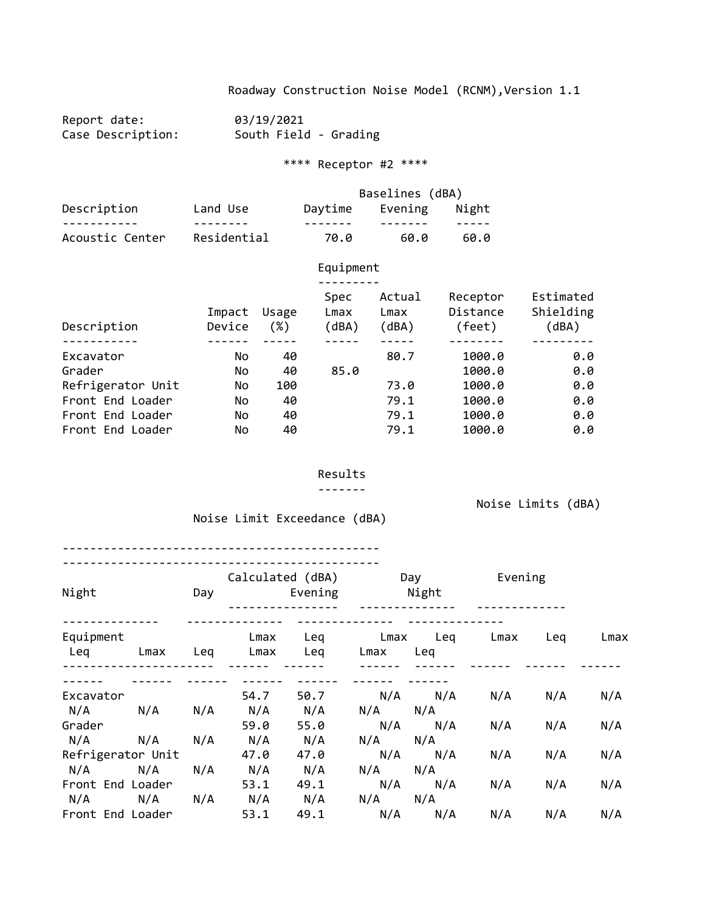Roadway Construction Noise Model (RCNM),Version 1.1

Report date: 03/19/2021
Case Description: South Field - Grading

**** Receptor #2 ****

| Description | Land Use | Baselines (dBA) Daytime | Evening | Night |
|---|---|---|---|---|
| Acoustic Center | Residential | 70.0 | 60.0 | 60.0 |

Equipment

| Description | Impact Device | Usage (%) | Spec Lmax (dBA) | Actual Lmax (dBA) | Receptor Distance (feet) | Estimated Shielding (dBA) |
|---|---|---|---|---|---|---|
| Excavator | No | 40 | | 80.7 | 1000.0 | 0.0 |
| Grader | No | 40 | 85.0 | | 1000.0 | 0.0 |
| Refrigerator Unit | No | 100 | | 73.0 | 1000.0 | 0.0 |
| Front End Loader | No | 40 | | 79.1 | 1000.0 | 0.0 |
| Front End Loader | No | 40 | | 79.1 | 1000.0 | 0.0 |
| Front End Loader | No | 40 | | 79.1 | 1000.0 | 0.0 |

Results

| | Calculated (dBA) | | Noise Limits (dBA) Day | | Evening | | Night | | Noise Limit Exceedance (dBA) Day | | Evening | | Night | |
|---|---|---|---|---|---|---|---|---|---|---|---|---|---|---|
| Equipment | Lmax | Leq | Lmax | Leq | Lmax | Leq | Lmax | Leq | Lmax | Leq | Lmax | Leq | Lmax | Leq |
| Excavator | 54.7 | 50.7 | N/A | N/A | N/A | N/A | N/A | N/A | N/A | N/A | N/A | N/A | N/A | N/A |
| Grader | 59.0 | 55.0 | N/A | N/A | N/A | N/A | N/A | N/A | N/A | N/A | N/A | N/A | N/A | N/A |
| Refrigerator Unit | 47.0 | 47.0 | N/A | N/A | N/A | N/A | N/A | N/A | N/A | N/A | N/A | N/A | N/A | N/A |
| Front End Loader | 53.1 | 49.1 | N/A | N/A | N/A | N/A | N/A | N/A | N/A | N/A | N/A | N/A | N/A | N/A |
| Front End Loader | 53.1 | 49.1 | N/A | N/A | N/A | | | | | | | | | |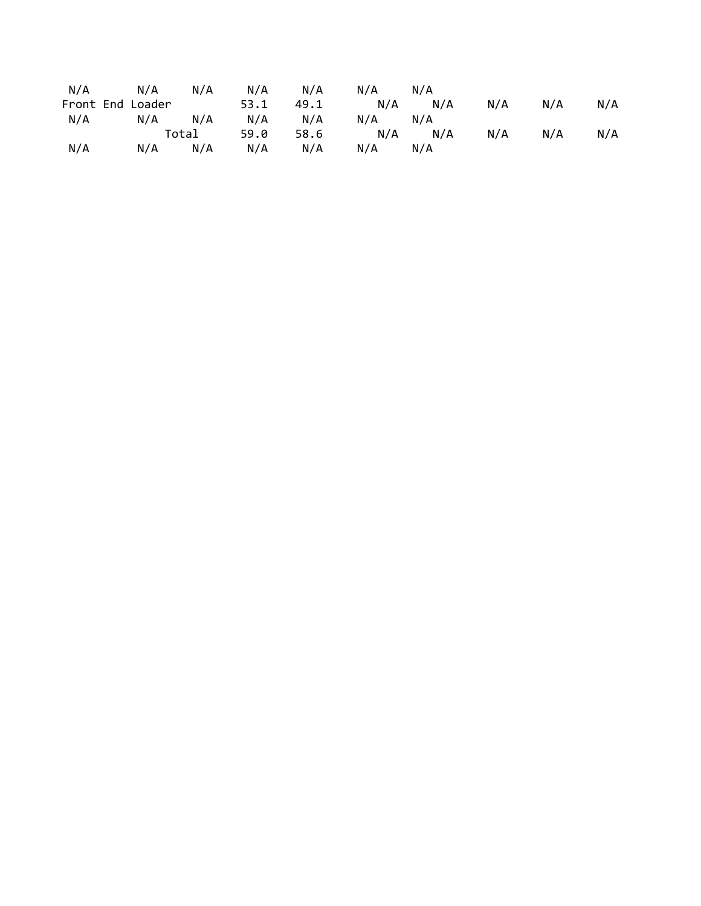```
 N/A       N/A     N/A     N/A     N/A     N/A     N/A
Front End Loader         53.1    49.1       N/A     N/A     N/A     N/A     N/A
 N/A       N/A     N/A     N/A     N/A     N/A     N/A
              Total      59.0    58.6       N/A     N/A     N/A     N/A     N/A
 N/A       N/A     N/A     N/A     N/A     N/A     N/A
```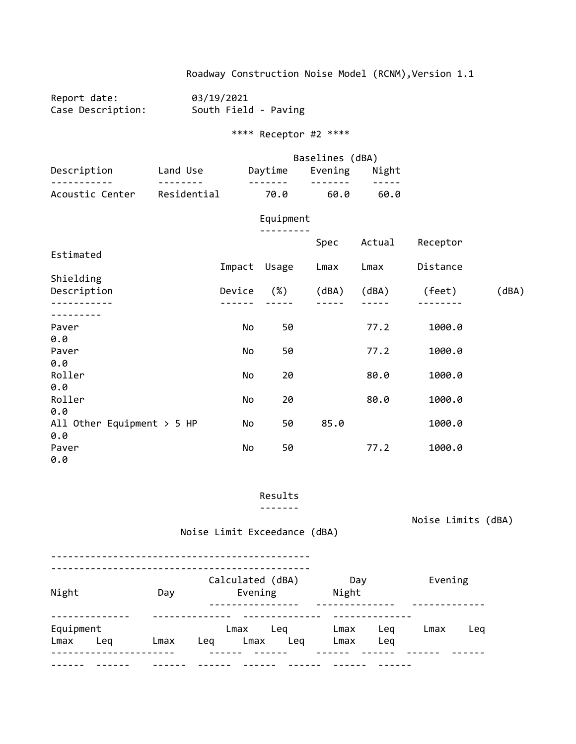Roadway Construction Noise Model (RCNM),Version 1.1

Report date: 03/19/2021
Case Description: South Field - Paving

**** Receptor #2 ****

| Description | Land Use | Baselines (dBA) Daytime | Evening | Night |
|---|---|---|---|---|
| Acoustic Center | Residential | 70.0 | 60.0 | 60.0 |

Equipment

| Description | Impact Device | Usage (%) | Spec Lmax (dBA) | Actual Lmax (dBA) | Receptor Distance (feet) | Estimated Shielding (dBA) |
|---|---|---|---|---|---|---|
| Paver | No | 50 | | 77.2 | 1000.0 | 0.0 |
| Paver | No | 50 | | 77.2 | 1000.0 | 0.0 |
| Roller | No | 20 | | 80.0 | 1000.0 | 0.0 |
| Roller | No | 20 | | 80.0 | 1000.0 | 0.0 |
| All Other Equipment > 5 HP | No | 50 | 85.0 | | 1000.0 | 0.0 |
| Paver | No | 50 | | 77.2 | 1000.0 | 0.0 |

Results

| Equipment | Calculated (dBA) Lmax | Leq | Noise Limits (dBA) Day Lmax | Day Leq | Evening Lmax | Evening Leq | Night Lmax | Night Leq | Noise Limit Exceedance (dBA) Day Lmax | Day Leq | Evening Lmax | Evening Leq | Night Lmax | Night Leq |
|---|---|---|---|---|---|---|---|---|---|---|---|---|---|---|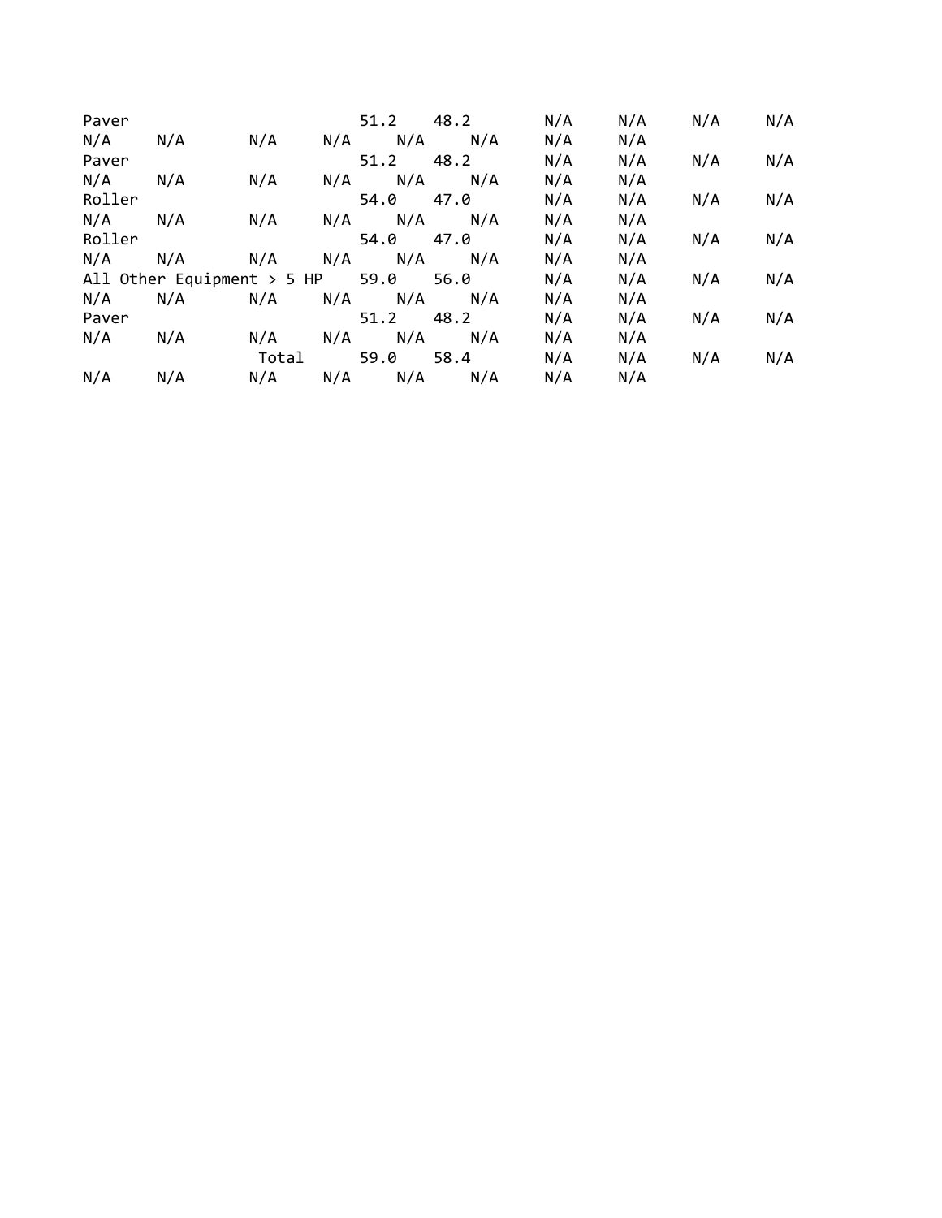| | | | | | | | | | | | | | | |
|---|---|---|---|---|---|---|---|---|---|---|---|---|---|---|
| Paver | 51.2 | 48.2 | N/A | N/A | N/A | N/A | N/A | N/A | N/A | N/A | N/A | N/A | N/A | N/A |
| Paver | 51.2 | 48.2 | N/A | N/A | N/A | N/A | N/A | N/A | N/A | N/A | N/A | N/A | N/A | N/A |
| Roller | 54.0 | 47.0 | N/A | N/A | N/A | N/A | N/A | N/A | N/A | N/A | N/A | N/A | N/A | N/A |
| Roller | 54.0 | 47.0 | N/A | N/A | N/A | N/A | N/A | N/A | N/A | N/A | N/A | N/A | N/A | N/A |
| All Other Equipment > 5 HP | 59.0 | 56.0 | N/A | N/A | N/A | N/A | N/A | N/A | N/A | N/A | N/A | N/A | N/A | N/A |
| Paver | 51.2 | 48.2 | N/A | N/A | N/A | N/A | N/A | N/A | N/A | N/A | N/A | N/A | N/A | N/A |
| Total | 59.0 | 58.4 | N/A | N/A | N/A | N/A | N/A | N/A | N/A | N/A | N/A | N/A | N/A | N/A |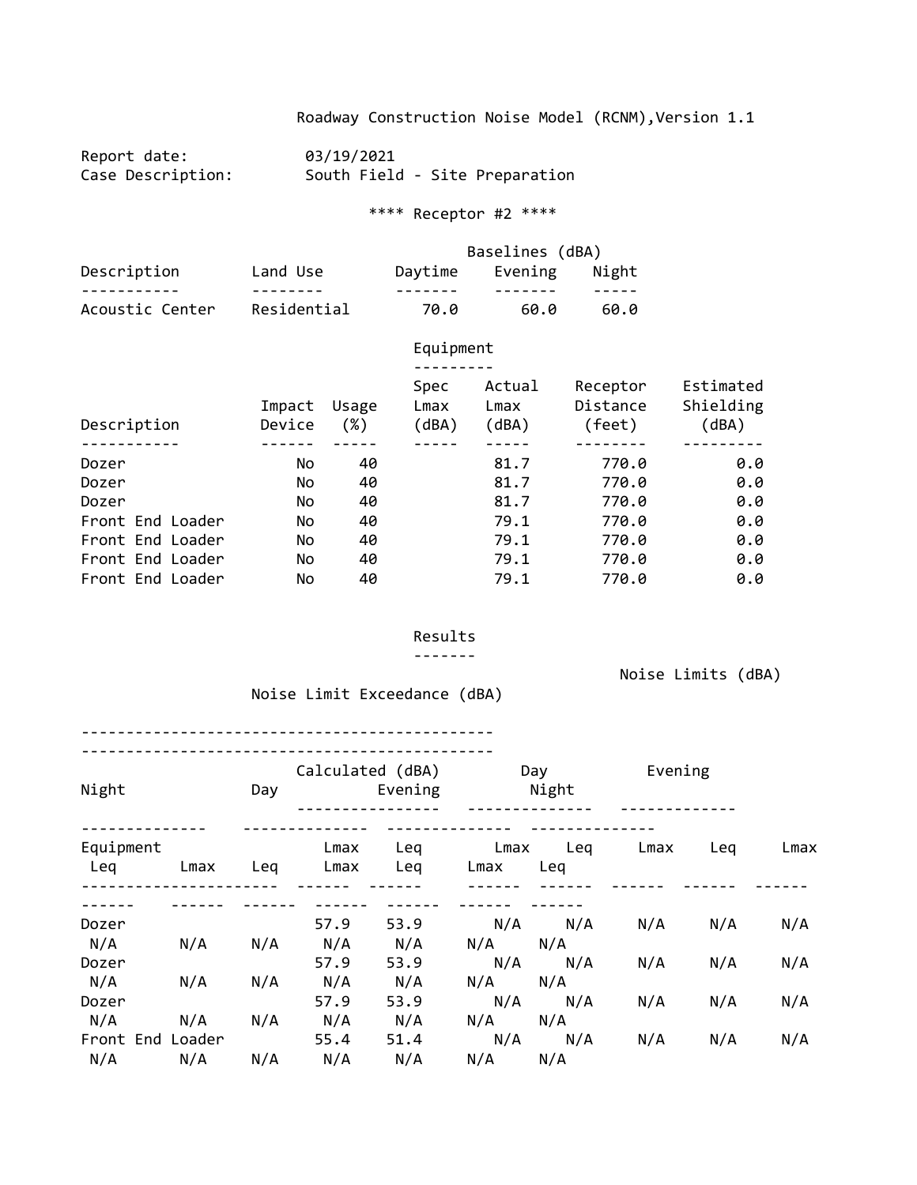Roadway Construction Noise Model (RCNM),Version 1.1

Report date: 03/19/2021
Case Description: South Field - Site Preparation

**** Receptor #2 ****

| Description | Land Use | Baselines (dBA) Daytime | Evening | Night |
|---|---|---|---|---|
| Acoustic Center | Residential | 70.0 | 60.0 | 60.0 |

Equipment

| Description | Impact Device | Usage (%) | Spec Lmax (dBA) | Actual Lmax (dBA) | Receptor Distance (feet) | Estimated Shielding (dBA) |
|---|---|---|---|---|---|---|
| Dozer | No | 40 | | 81.7 | 770.0 | 0.0 |
| Dozer | No | 40 | | 81.7 | 770.0 | 0.0 |
| Dozer | No | 40 | | 81.7 | 770.0 | 0.0 |
| Front End Loader | No | 40 | | 79.1 | 770.0 | 0.0 |
| Front End Loader | No | 40 | | 79.1 | 770.0 | 0.0 |
| Front End Loader | No | 40 | | 79.1 | 770.0 | 0.0 |
| Front End Loader | No | 40 | | 79.1 | 770.0 | 0.0 |

Results

| | Calculated (dBA) | | Noise Limits (dBA) Day | | Evening | | Night | | Noise Limit Exceedance (dBA) Day | | Evening | | Night | |
|---|---|---|---|---|---|---|---|---|---|---|---|---|---|---|
| Equipment | Lmax | Leq | Lmax | Leq | Lmax | Leq | Lmax | Leq | Lmax | Leq | Lmax | Leq | Lmax | Leq |
| Dozer | 57.9 | 53.9 | N/A | N/A | N/A | N/A | N/A | N/A | N/A | N/A | N/A | N/A | N/A | N/A |
| Dozer | 57.9 | 53.9 | N/A | N/A | N/A | N/A | N/A | N/A | N/A | N/A | N/A | N/A | N/A | N/A |
| Dozer | 57.9 | 53.9 | N/A | N/A | N/A | N/A | N/A | N/A | N/A | N/A | N/A | N/A | N/A | N/A |
| Front End Loader | 55.4 | 51.4 | N/A | N/A | N/A | N/A | N/A | N/A | N/A | N/A | N/A | N/A | N/A | N/A |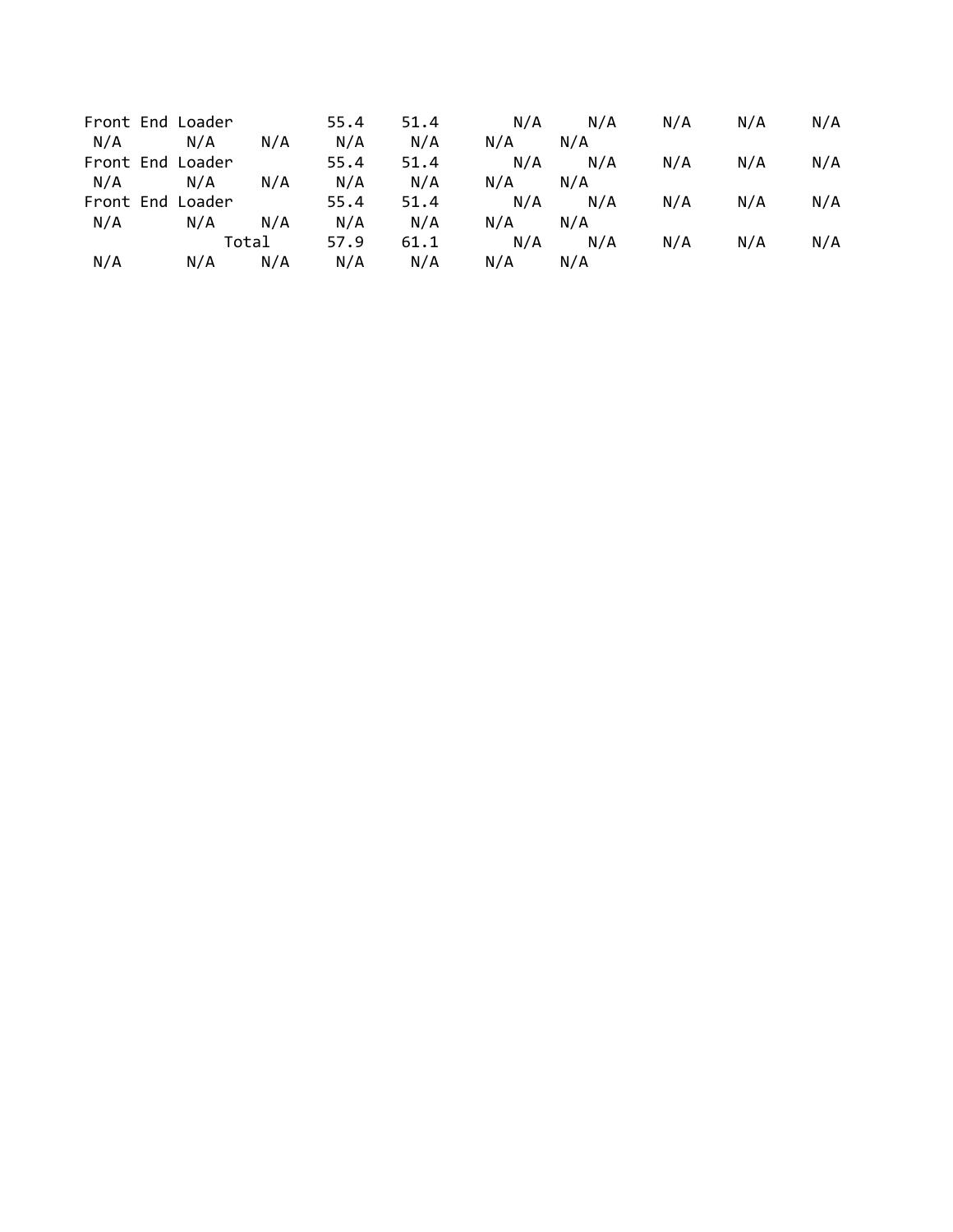| | | | | | | | | | | | | | | |
|---|---|---|---|---|---|---|---|---|---|---|---|---|---|---|
| Front End Loader | 55.4 | 51.4 | N/A | N/A | N/A | N/A | N/A | N/A | N/A | N/A | N/A | N/A | N/A | N/A |
| Front End Loader | 55.4 | 51.4 | N/A | N/A | N/A | N/A | N/A | N/A | N/A | N/A | N/A | N/A | N/A | N/A |
| Front End Loader | 55.4 | 51.4 | N/A | N/A | N/A | N/A | N/A | N/A | N/A | N/A | N/A | N/A | N/A | N/A |
| Total | 57.9 | 61.1 | N/A | N/A | N/A | N/A | N/A | N/A | N/A | N/A | N/A | N/A | N/A | N/A |